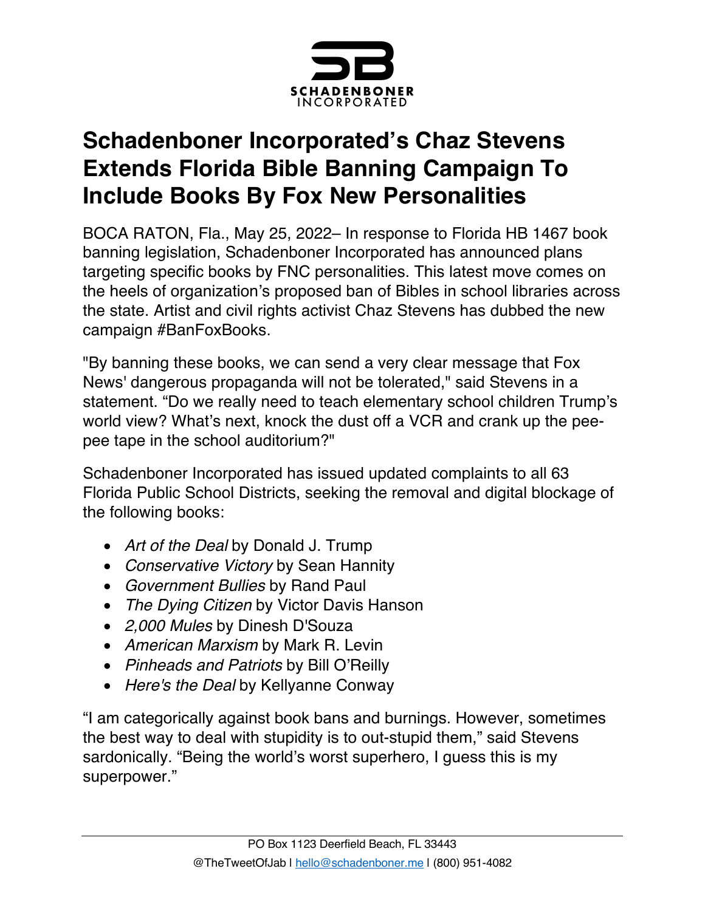SCHADENBONER INCORPORATED

# Schadenboner Incorporated's Chaz Stevens Extends Florida Bible Banning Campaign To Include Books By Fox New Personalities

BOCA RATON, Fla., May 25, 2022– In response to Florida HB 1467 book banning legislation, Schadenboner Incorporated has announced plans targeting specific books by FNC personalities. This latest move comes on the heels of organization's proposed ban of Bibles in school libraries across the state. Artist and civil rights activist Chaz Stevens has dubbed the new campaign #BanFoxBooks.

"By banning these books, we can send a very clear message that Fox News' dangerous propaganda will not be tolerated," said Stevens in a statement. "Do we really need to teach elementary school children Trump's world view? What's next, knock the dust off a VCR and crank up the pee-pee tape in the school auditorium?"

Schadenboner Incorporated has issued updated complaints to all 63 Florida Public School Districts, seeking the removal and digital blockage of the following books:

- *Art of the Deal* by Donald J. Trump
- *Conservative Victory* by Sean Hannity
- *Government Bullies* by Rand Paul
- *The Dying Citizen* by Victor Davis Hanson
- *2,000 Mules* by Dinesh D'Souza
- *American Marxism* by Mark R. Levin
- *Pinheads and Patriots* by Bill O'Reilly
- *Here's the Deal* by Kellyanne Conway

"I am categorically against book bans and burnings. However, sometimes the best way to deal with stupidity is to out-stupid them," said Stevens sardonically. "Being the world's worst superhero, I guess this is my superpower."

PO Box 1123 Deerfield Beach, FL 33443

@TheTweetOfJab | hello@schadenboner.me | (800) 951-4082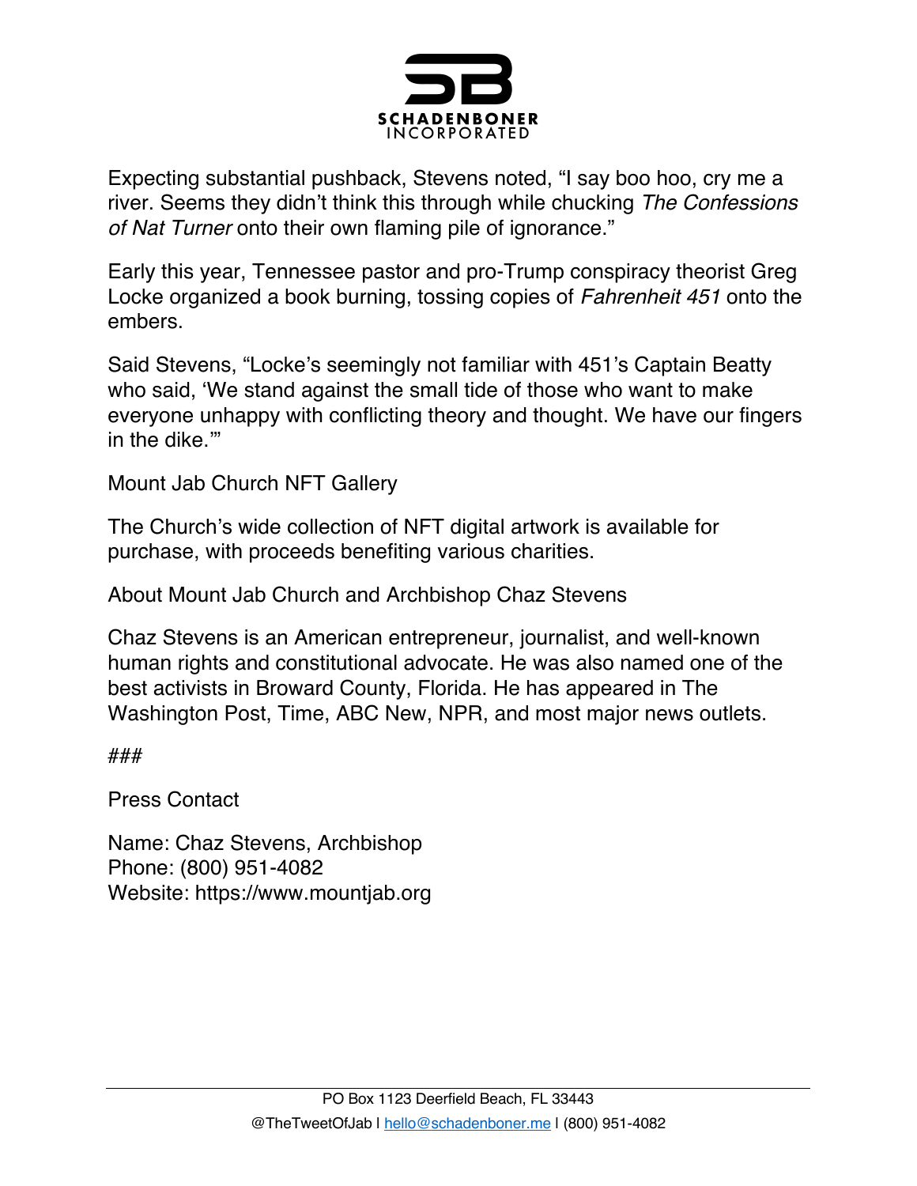Expecting substantial pushback, Stevens noted, "I say boo hoo, cry me a river. Seems they didn't think this through while chucking *The Confessions of Nat Turner* onto their own flaming pile of ignorance."

Early this year, Tennessee pastor and pro-Trump conspiracy theorist Greg Locke organized a book burning, tossing copies of *Fahrenheit 451* onto the embers.

Said Stevens, "Locke's seemingly not familiar with 451's Captain Beatty who said, 'We stand against the small tide of those who want to make everyone unhappy with conflicting theory and thought. We have our fingers in the dike.'"

Mount Jab Church NFT Gallery

The Church's wide collection of NFT digital artwork is available for purchase, with proceeds benefiting various charities.

About Mount Jab Church and Archbishop Chaz Stevens

Chaz Stevens is an American entrepreneur, journalist, and well-known human rights and constitutional advocate. He was also named one of the best activists in Broward County, Florida. He has appeared in The Washington Post, Time, ABC New, NPR, and most major news outlets.

###

Press Contact

Name: Chaz Stevens, Archbishop
Phone: (800) 951-4082
Website: https://www.mountjab.org